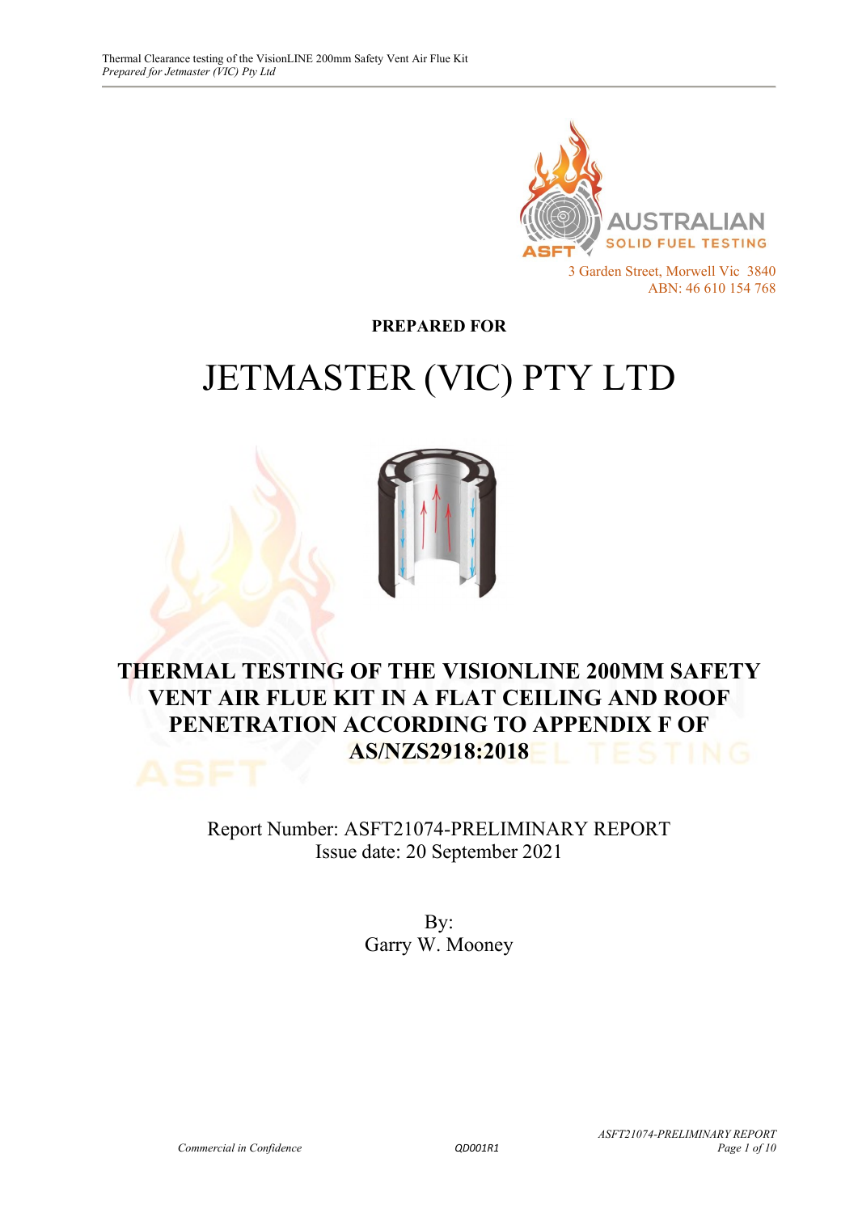AUSTRALIAN SOLID FUEL TESTING

3 Garden Street, Morwell Vic 3840
ABN: 46 610 154 768

**PREPARED FOR**

# JETMASTER (VIC) PTY LTD

## THERMAL TESTING OF THE VISIONLINE 200MM SAFETY VENT AIR FLUE KIT IN A FLAT CEILING AND ROOF PENETRATION ACCORDING TO APPENDIX F OF AS/NZS2918:2018

Report Number: ASFT21074-PRELIMINARY REPORT
Issue date: 20 September 2021

By:
Garry W. Mooney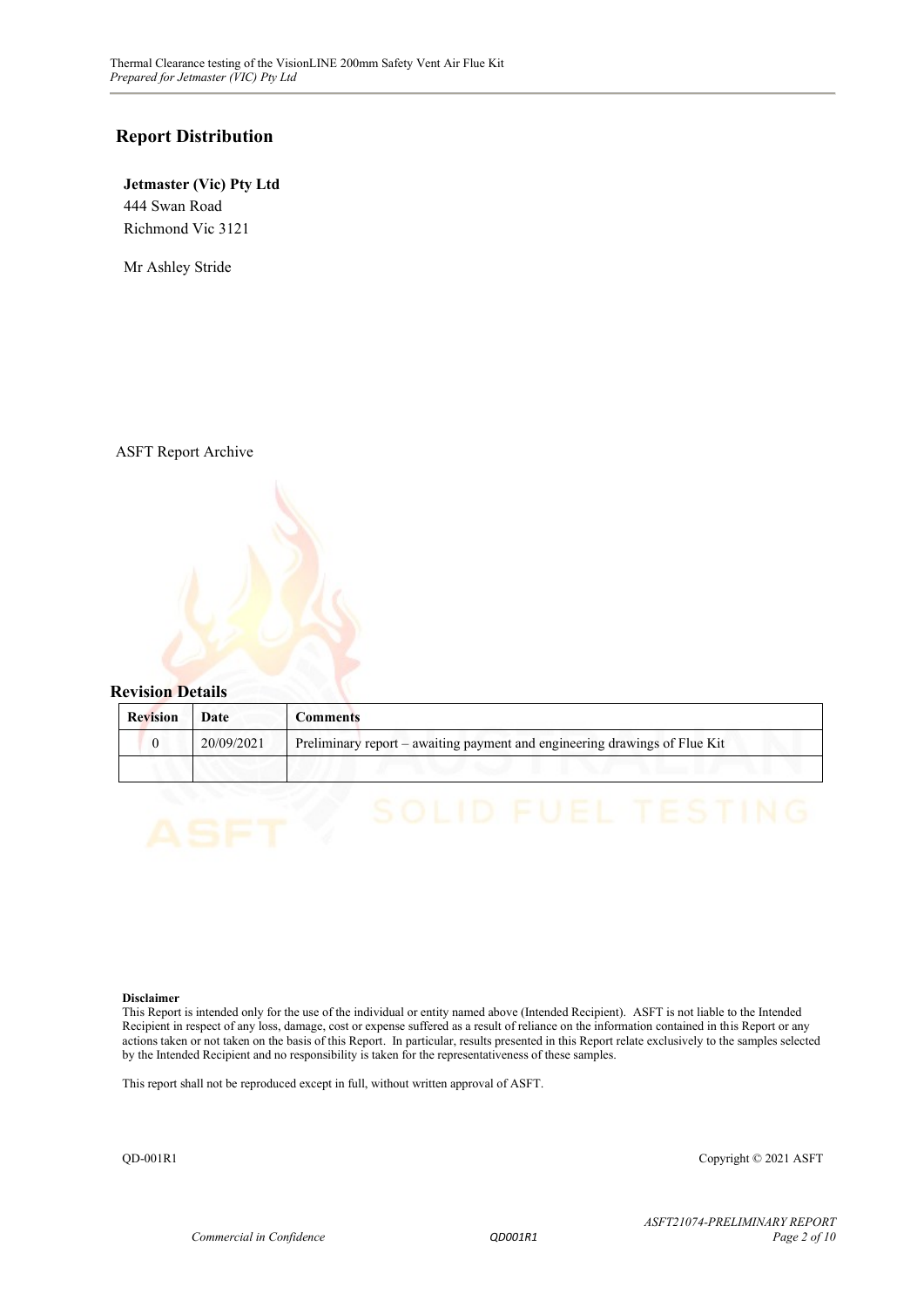## Report Distribution

**Jetmaster (Vic) Pty Ltd**
444 Swan Road
Richmond Vic 3121

Mr Ashley Stride

ASFT Report Archive

## Revision Details

| Revision | Date | Comments |
|---|---|---|
| 0 | 20/09/2021 | Preliminary report – awaiting payment and engineering drawings of Flue Kit |
| | | |

**Disclaimer**
This Report is intended only for the use of the individual or entity named above (Intended Recipient). ASFT is not liable to the Intended Recipient in respect of any loss, damage, cost or expense suffered as a result of reliance on the information contained in this Report or any actions taken or not taken on the basis of this Report. In particular, results presented in this Report relate exclusively to the samples selected by the Intended Recipient and no responsibility is taken for the representativeness of these samples.

This report shall not be reproduced except in full, without written approval of ASFT.

QD-001R1 Copyright © 2021 ASFT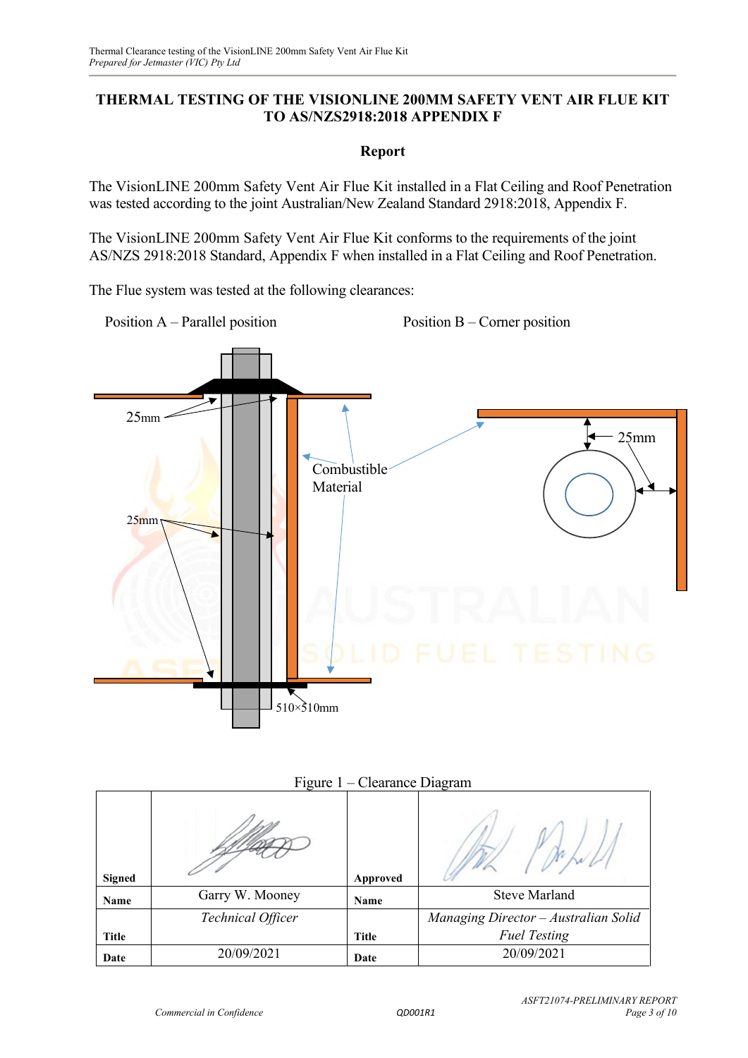# THERMAL TESTING OF THE VISIONLINE 200MM SAFETY VENT AIR FLUE KIT TO AS/NZS2918:2018 APPENDIX F

## Report

The VisionLINE 200mm Safety Vent Air Flue Kit installed in a Flat Ceiling and Roof Penetration was tested according to the joint Australian/New Zealand Standard 2918:2018, Appendix F.

The VisionLINE 200mm Safety Vent Air Flue Kit conforms to the requirements of the joint AS/NZS 2918:2018 Standard, Appendix F when installed in a Flat Ceiling and Roof Penetration.

The Flue system was tested at the following clearances:

Position A – Parallel position

Position B – Corner position

25mm

Combustible Material

25mm

25mm

510×510mm

Figure 1 – Clearance Diagram

| Signed | | Approved | |
|---|---|---|---|
| Name | Garry W. Mooney | Name | Steve Marland |
| Title | *Technical Officer* | Title | *Managing Director – Australian Solid Fuel Testing* |
| Date | 20/09/2021 | Date | 20/09/2021 |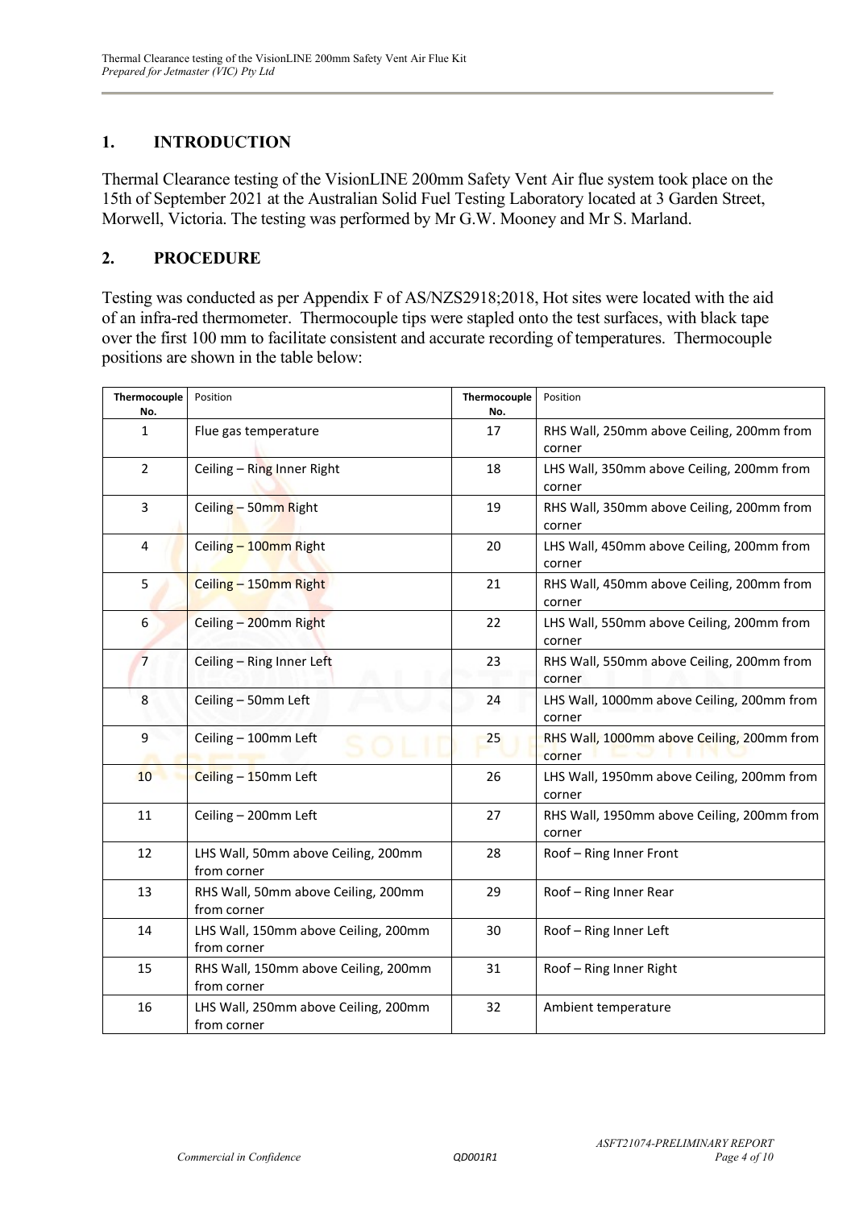## 1. INTRODUCTION

Thermal Clearance testing of the VisionLINE 200mm Safety Vent Air flue system took place on the 15th of September 2021 at the Australian Solid Fuel Testing Laboratory located at 3 Garden Street, Morwell, Victoria. The testing was performed by Mr G.W. Mooney and Mr S. Marland.

## 2. PROCEDURE

Testing was conducted as per Appendix F of AS/NZS2918;2018, Hot sites were located with the aid of an infra-red thermometer. Thermocouple tips were stapled onto the test surfaces, with black tape over the first 100 mm to facilitate consistent and accurate recording of temperatures. Thermocouple positions are shown in the table below:

| Thermocouple No. | Position | Thermocouple No. | Position |
|---|---|---|---|
| 1 | Flue gas temperature | 17 | RHS Wall, 250mm above Ceiling, 200mm from corner |
| 2 | Ceiling – Ring Inner Right | 18 | LHS Wall, 350mm above Ceiling, 200mm from corner |
| 3 | Ceiling – 50mm Right | 19 | RHS Wall, 350mm above Ceiling, 200mm from corner |
| 4 | Ceiling – 100mm Right | 20 | LHS Wall, 450mm above Ceiling, 200mm from corner |
| 5 | Ceiling – 150mm Right | 21 | RHS Wall, 450mm above Ceiling, 200mm from corner |
| 6 | Ceiling – 200mm Right | 22 | LHS Wall, 550mm above Ceiling, 200mm from corner |
| 7 | Ceiling – Ring Inner Left | 23 | RHS Wall, 550mm above Ceiling, 200mm from corner |
| 8 | Ceiling – 50mm Left | 24 | LHS Wall, 1000mm above Ceiling, 200mm from corner |
| 9 | Ceiling – 100mm Left | 25 | RHS Wall, 1000mm above Ceiling, 200mm from corner |
| 10 | Ceiling – 150mm Left | 26 | LHS Wall, 1950mm above Ceiling, 200mm from corner |
| 11 | Ceiling – 200mm Left | 27 | RHS Wall, 1950mm above Ceiling, 200mm from corner |
| 12 | LHS Wall, 50mm above Ceiling, 200mm from corner | 28 | Roof – Ring Inner Front |
| 13 | RHS Wall, 50mm above Ceiling, 200mm from corner | 29 | Roof – Ring Inner Rear |
| 14 | LHS Wall, 150mm above Ceiling, 200mm from corner | 30 | Roof – Ring Inner Left |
| 15 | RHS Wall, 150mm above Ceiling, 200mm from corner | 31 | Roof – Ring Inner Right |
| 16 | LHS Wall, 250mm above Ceiling, 200mm from corner | 32 | Ambient temperature |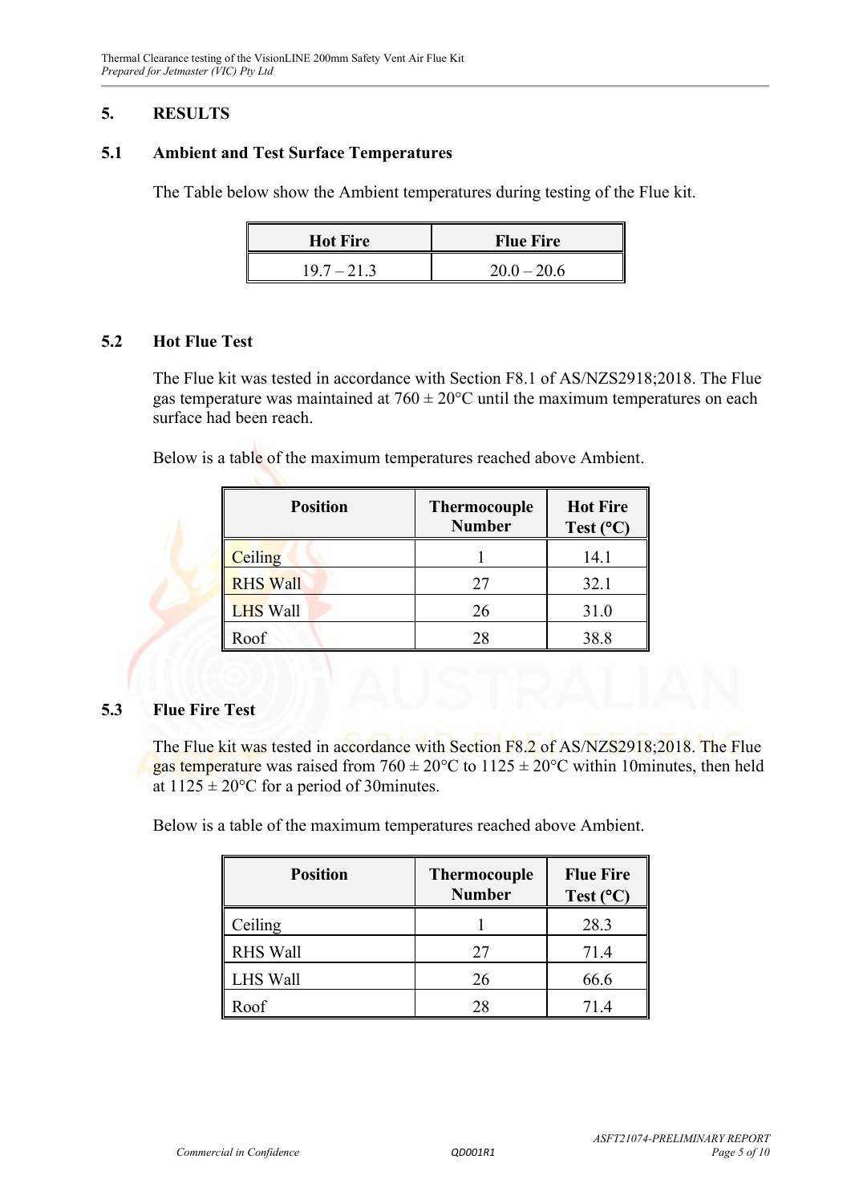## 5. RESULTS

### 5.1 Ambient and Test Surface Temperatures

The Table below show the Ambient temperatures during testing of the Flue kit.

| Hot Fire | Flue Fire |
|---|---|
| 19.7 – 21.3 | 20.0 – 20.6 |

### 5.2 Hot Flue Test

The Flue kit was tested in accordance with Section F8.1 of AS/NZS2918;2018. The Flue gas temperature was maintained at 760 ± 20°C until the maximum temperatures on each surface had been reach.

Below is a table of the maximum temperatures reached above Ambient.

| Position | Thermocouple Number | Hot Fire Test (°C) |
|---|---|---|
| Ceiling | 1 | 14.1 |
| RHS Wall | 27 | 32.1 |
| LHS Wall | 26 | 31.0 |
| Roof | 28 | 38.8 |

### 5.3 Flue Fire Test

The Flue kit was tested in accordance with Section F8.2 of AS/NZS2918;2018. The Flue gas temperature was raised from 760 ± 20°C to 1125 ± 20°C within 10minutes, then held at 1125 ± 20°C for a period of 30minutes.

Below is a table of the maximum temperatures reached above Ambient.

| Position | Thermocouple Number | Flue Fire Test (°C) |
|---|---|---|
| Ceiling | 1 | 28.3 |
| RHS Wall | 27 | 71.4 |
| LHS Wall | 26 | 66.6 |
| Roof | 28 | 71.4 |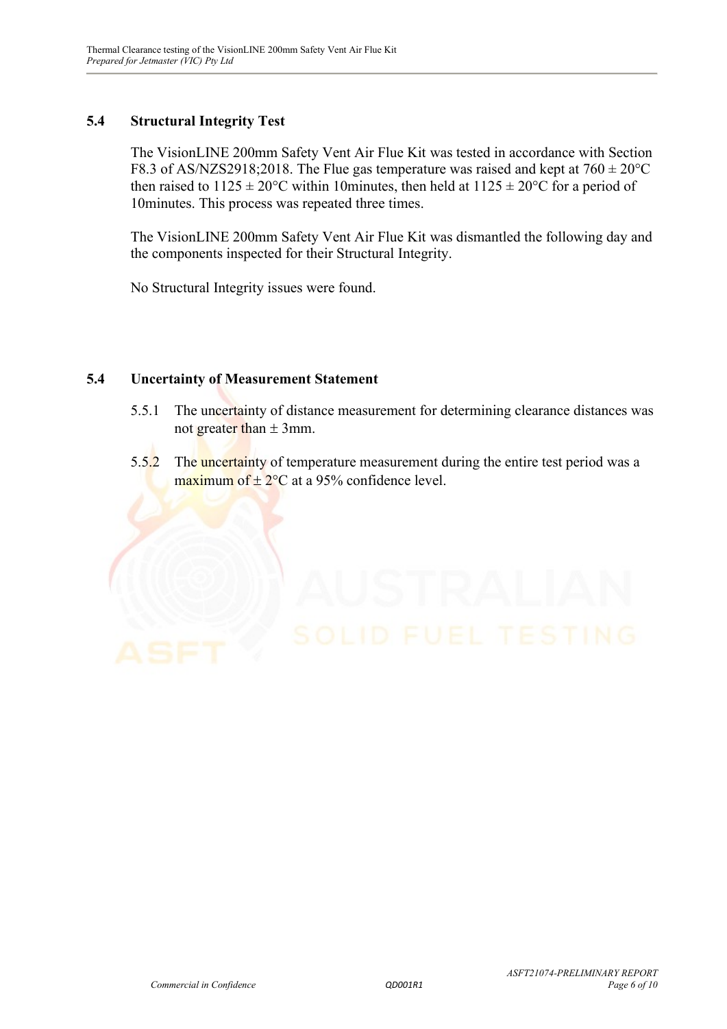## 5.4 Structural Integrity Test

The VisionLINE 200mm Safety Vent Air Flue Kit was tested in accordance with Section F8.3 of AS/NZS2918;2018. The Flue gas temperature was raised and kept at 760 ± 20°C then raised to 1125 ± 20°C within 10minutes, then held at 1125 ± 20°C for a period of 10minutes. This process was repeated three times.

The VisionLINE 200mm Safety Vent Air Flue Kit was dismantled the following day and the components inspected for their Structural Integrity.

No Structural Integrity issues were found.

## 5.4 Uncertainty of Measurement Statement

5.5.1 The uncertainty of distance measurement for determining clearance distances was not greater than ± 3mm.

5.5.2 The uncertainty of temperature measurement during the entire test period was a maximum of ± 2°C at a 95% confidence level.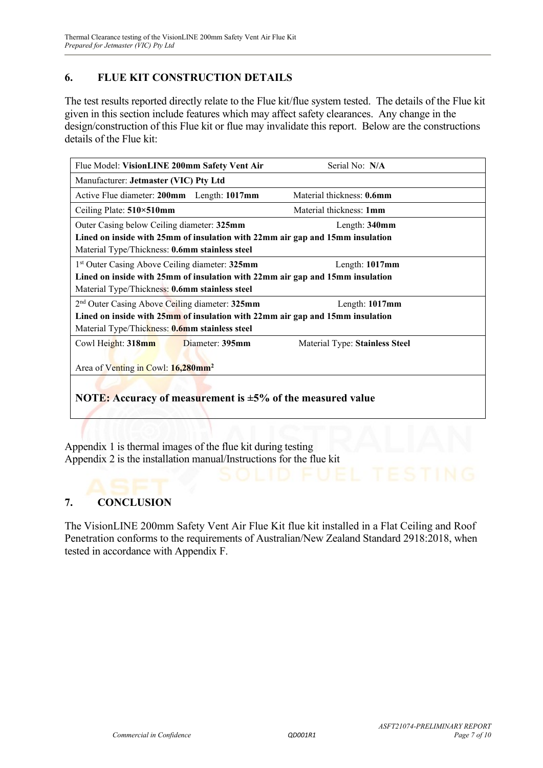## 6. FLUE KIT CONSTRUCTION DETAILS

The test results reported directly relate to the Flue kit/flue system tested. The details of the Flue kit given in this section include features which may affect safety clearances. Any change in the design/construction of this Flue kit or flue may invalidate this report. Below are the constructions details of the Flue kit:

| | | |
|---|---|---|
| Flue Model: **VisionLINE 200mm Safety Vent Air** | | Serial No: **N/A** |
| Manufacturer: **Jetmaster (VIC) Pty Ltd** | | |
| Active Flue diameter: **200mm** Length: **1017mm** | Material thickness: **0.6mm** | |
| Ceiling Plate: **510×510mm** | Material thickness: **1mm** | |
| Outer Casing below Ceiling diameter: **325mm** Length: **340mm**<br>**Lined on inside with 25mm of insulation with 22mm air gap and 15mm insulation**<br>Material Type/Thickness: **0.6mm stainless steel** | | |
| 1st Outer Casing Above Ceiling diameter: **325mm** Length: **1017mm**<br>**Lined on inside with 25mm of insulation with 22mm air gap and 15mm insulation**<br>Material Type/Thickness: **0.6mm stainless steel** | | |
| 2nd Outer Casing Above Ceiling diameter: **325mm** Length: **1017mm**<br>**Lined on inside with 25mm of insulation with 22mm air gap and 15mm insulation**<br>Material Type/Thickness: **0.6mm stainless steel** | | |
| Cowl Height: **318mm** Diameter: **395mm**<br>Area of Venting in Cowl: **16,280mm²** | Material Type: **Stainless Steel** | |
| **NOTE: Accuracy of measurement is ±5% of the measured value** | | |

Appendix 1 is thermal images of the flue kit during testing
Appendix 2 is the installation manual/Instructions for the flue kit

## 7. CONCLUSION

The VisionLINE 200mm Safety Vent Air Flue Kit flue kit installed in a Flat Ceiling and Roof Penetration conforms to the requirements of Australian/New Zealand Standard 2918:2018, when tested in accordance with Appendix F.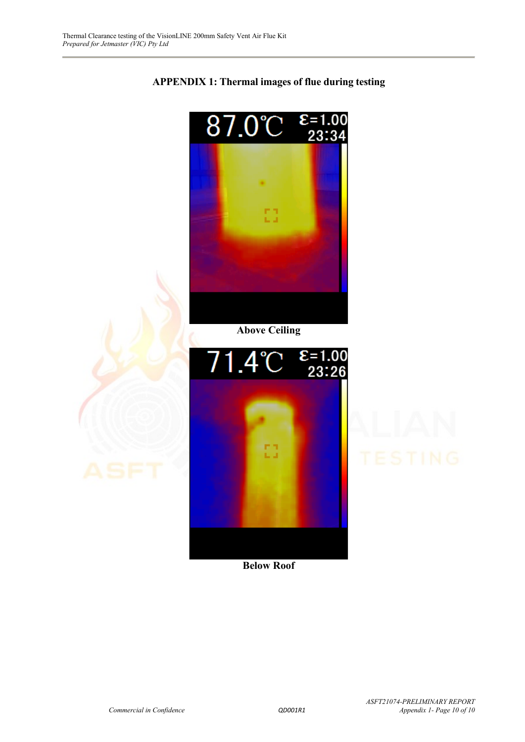## APPENDIX 1: Thermal images of flue during testing

87.0℃ ε=1.00 23:34

**Above Ceiling**

71.4℃ ε=1.00 23:26

**Below Roof**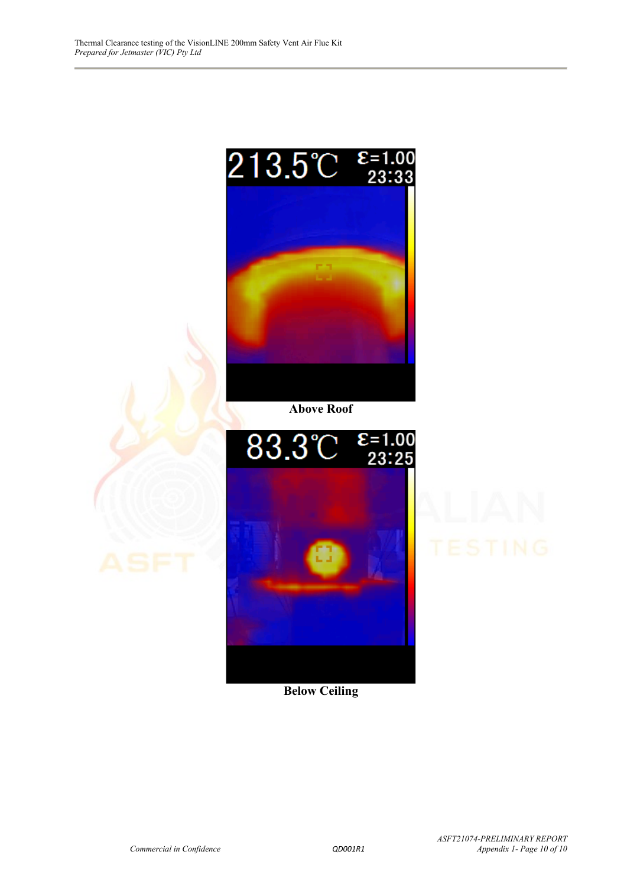213.5℃ ε=1.00 23:33

**Above Roof**

83.3℃ ε=1.00 23:25

**Below Ceiling**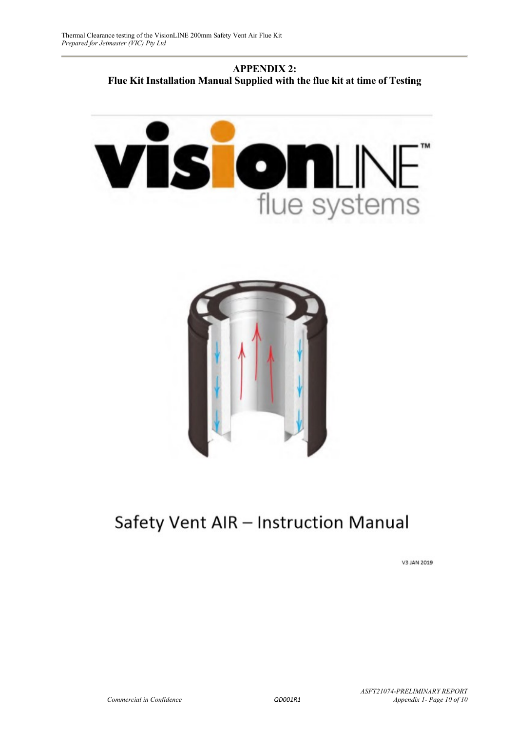**APPENDIX 2:**
**Flue Kit Installation Manual Supplied with the flue kit at time of Testing**

visionLINE™
flue systems

Safety Vent AIR – Instruction Manual

V3 JAN 2019